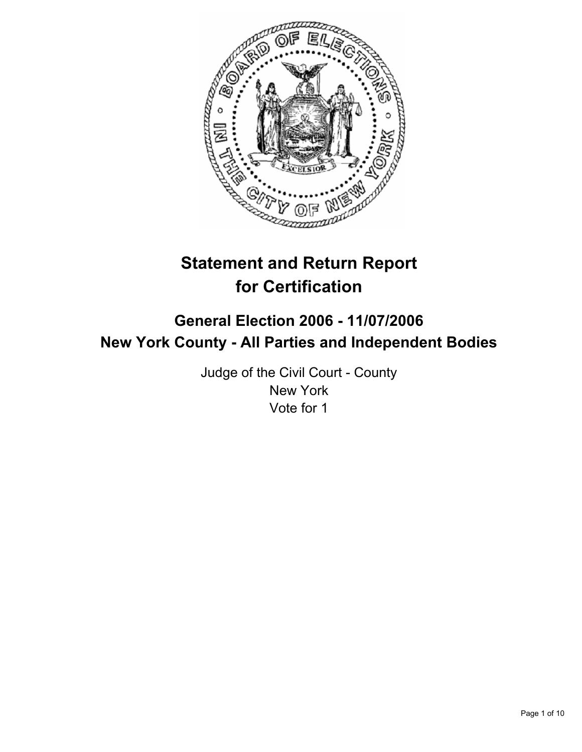# Statement and Return Report for Certification

## General Election 2006 - 11/07/2006
## New York County - All Parties and Independent Bodies

Judge of the Civil Court - County
New York
Vote for 1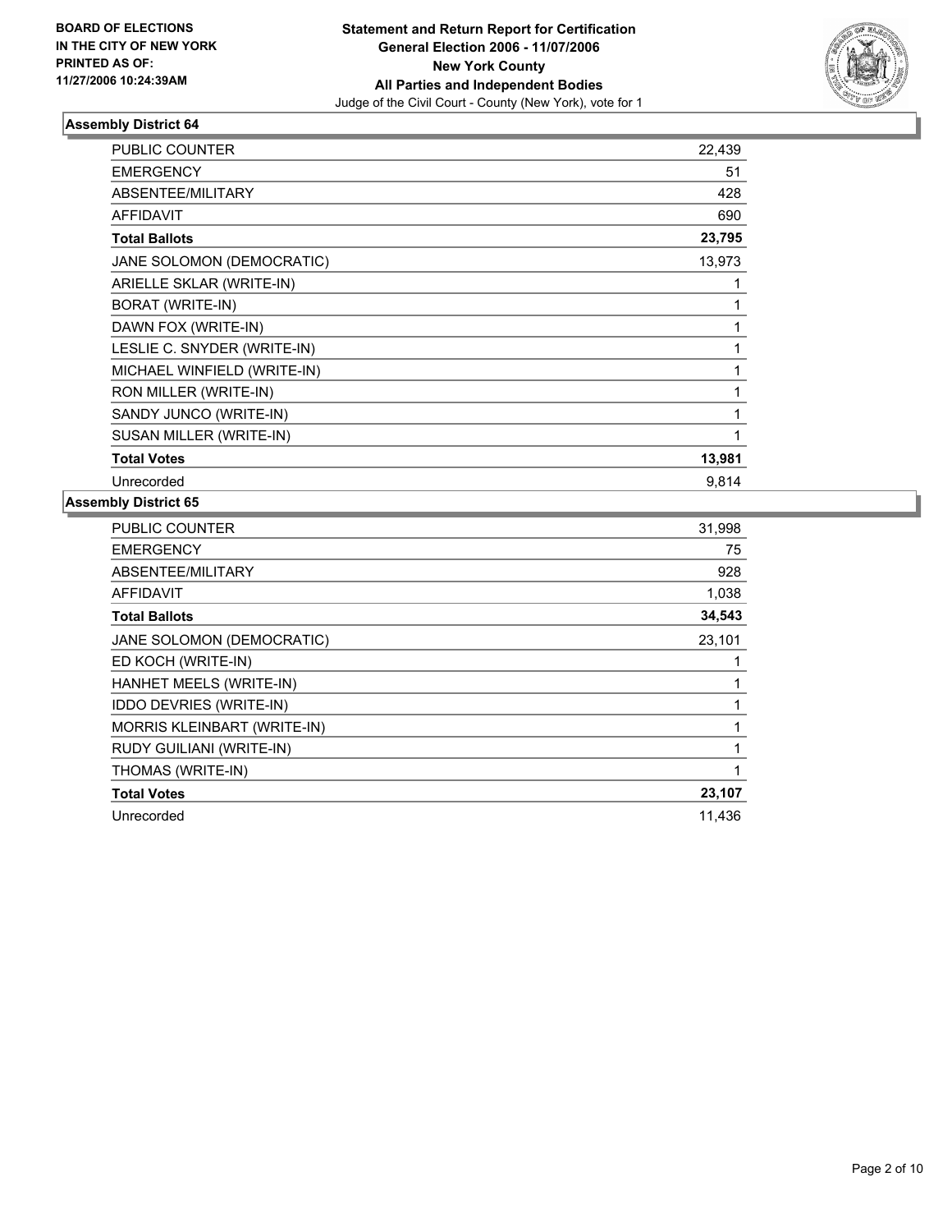**BOARD OF ELECTIONS IN THE CITY OF NEW YORK PRINTED AS OF: 11/27/2006 10:24:39AM**

# Statement and Return Report for Certification
## General Election 2006 - 11/07/2006
## New York County
## All Parties and Independent Bodies
Judge of the Civil Court - County (New York), vote for 1

### Assembly District 64

| | |
|---|---|
| PUBLIC COUNTER | 22,439 |
| EMERGENCY | 51 |
| ABSENTEE/MILITARY | 428 |
| AFFIDAVIT | 690 |
| **Total Ballots** | **23,795** |
| JANE SOLOMON (DEMOCRATIC) | 13,973 |
| ARIELLE SKLAR (WRITE-IN) | 1 |
| BORAT (WRITE-IN) | 1 |
| DAWN FOX (WRITE-IN) | 1 |
| LESLIE C. SNYDER (WRITE-IN) | 1 |
| MICHAEL WINFIELD (WRITE-IN) | 1 |
| RON MILLER (WRITE-IN) | 1 |
| SANDY JUNCO (WRITE-IN) | 1 |
| SUSAN MILLER (WRITE-IN) | 1 |
| **Total Votes** | **13,981** |
| Unrecorded | 9,814 |

### Assembly District 65

| | |
|---|---|
| PUBLIC COUNTER | 31,998 |
| EMERGENCY | 75 |
| ABSENTEE/MILITARY | 928 |
| AFFIDAVIT | 1,038 |
| **Total Ballots** | **34,543** |
| JANE SOLOMON (DEMOCRATIC) | 23,101 |
| ED KOCH (WRITE-IN) | 1 |
| HANHET MEELS (WRITE-IN) | 1 |
| IDDO DEVRIES (WRITE-IN) | 1 |
| MORRIS KLEINBART (WRITE-IN) | 1 |
| RUDY GUILIANI (WRITE-IN) | 1 |
| THOMAS (WRITE-IN) | 1 |
| **Total Votes** | **23,107** |
| Unrecorded | 11,436 |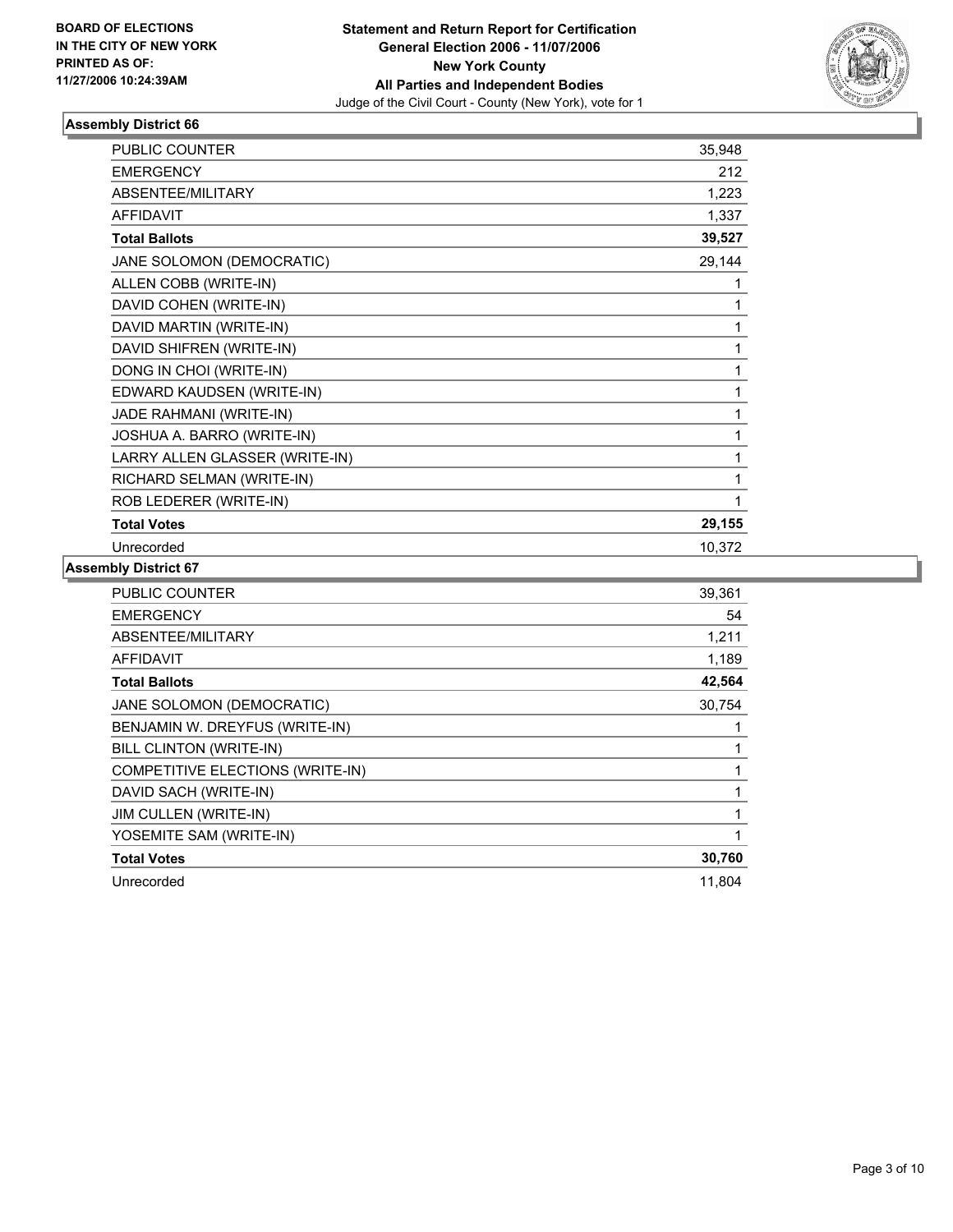**BOARD OF ELECTIONS IN THE CITY OF NEW YORK PRINTED AS OF: 11/27/2006 10:24:39AM**

**Statement and Return Report for Certification General Election 2006 - 11/07/2006 New York County All Parties and Independent Bodies**

Judge of the Civil Court - County (New York), vote for 1

## Assembly District 66

| | |
|---|---|
| PUBLIC COUNTER | 35,948 |
| EMERGENCY | 212 |
| ABSENTEE/MILITARY | 1,223 |
| AFFIDAVIT | 1,337 |
| **Total Ballots** | **39,527** |
| JANE SOLOMON (DEMOCRATIC) | 29,144 |
| ALLEN COBB (WRITE-IN) | 1 |
| DAVID COHEN (WRITE-IN) | 1 |
| DAVID MARTIN (WRITE-IN) | 1 |
| DAVID SHIFREN (WRITE-IN) | 1 |
| DONG IN CHOI (WRITE-IN) | 1 |
| EDWARD KAUDSEN (WRITE-IN) | 1 |
| JADE RAHMANI (WRITE-IN) | 1 |
| JOSHUA A. BARRO (WRITE-IN) | 1 |
| LARRY ALLEN GLASSER (WRITE-IN) | 1 |
| RICHARD SELMAN (WRITE-IN) | 1 |
| ROB LEDERER (WRITE-IN) | 1 |
| **Total Votes** | **29,155** |
| Unrecorded | 10,372 |

## Assembly District 67

| | |
|---|---|
| PUBLIC COUNTER | 39,361 |
| EMERGENCY | 54 |
| ABSENTEE/MILITARY | 1,211 |
| AFFIDAVIT | 1,189 |
| **Total Ballots** | **42,564** |
| JANE SOLOMON (DEMOCRATIC) | 30,754 |
| BENJAMIN W. DREYFUS (WRITE-IN) | 1 |
| BILL CLINTON (WRITE-IN) | 1 |
| COMPETITIVE ELECTIONS (WRITE-IN) | 1 |
| DAVID SACH (WRITE-IN) | 1 |
| JIM CULLEN (WRITE-IN) | 1 |
| YOSEMITE SAM (WRITE-IN) | 1 |
| **Total Votes** | **30,760** |
| Unrecorded | 11,804 |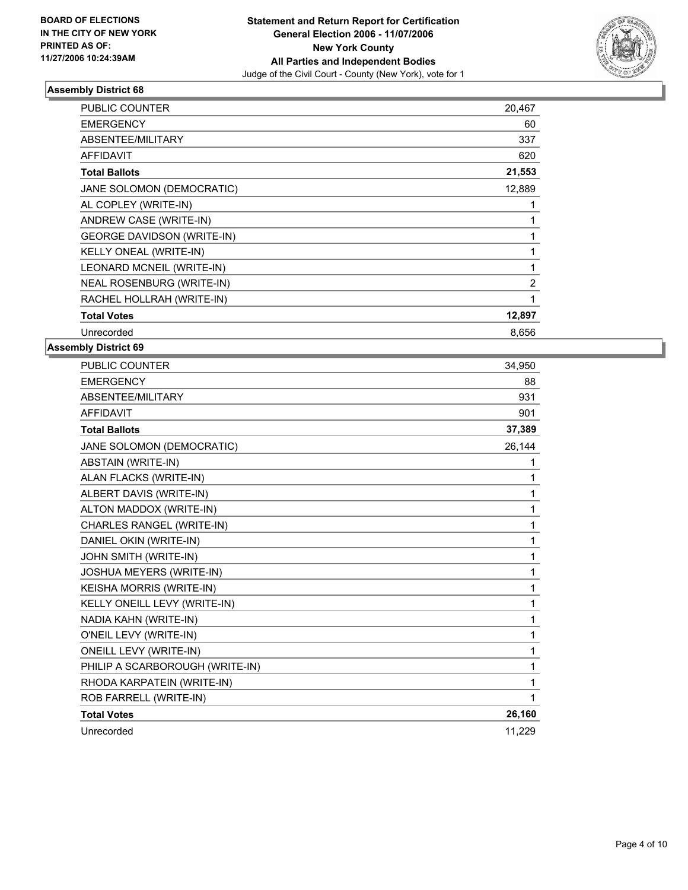**BOARD OF ELECTIONS IN THE CITY OF NEW YORK PRINTED AS OF: 11/27/2006 10:24:39AM**

**Statement and Return Report for Certification General Election 2006 - 11/07/2006 New York County All Parties and Independent Bodies**
Judge of the Civil Court - County (New York), vote for 1

## Assembly District 68

| | |
|---|---|
| PUBLIC COUNTER | 20,467 |
| EMERGENCY | 60 |
| ABSENTEE/MILITARY | 337 |
| AFFIDAVIT | 620 |
| **Total Ballots** | **21,553** |
| JANE SOLOMON (DEMOCRATIC) | 12,889 |
| AL COPLEY (WRITE-IN) | 1 |
| ANDREW CASE (WRITE-IN) | 1 |
| GEORGE DAVIDSON (WRITE-IN) | 1 |
| KELLY ONEAL (WRITE-IN) | 1 |
| LEONARD MCNEIL (WRITE-IN) | 1 |
| NEAL ROSENBURG (WRITE-IN) | 2 |
| RACHEL HOLLRAH (WRITE-IN) | 1 |
| **Total Votes** | **12,897** |
| Unrecorded | 8,656 |

## Assembly District 69

| | |
|---|---|
| PUBLIC COUNTER | 34,950 |
| EMERGENCY | 88 |
| ABSENTEE/MILITARY | 931 |
| AFFIDAVIT | 901 |
| **Total Ballots** | **37,389** |
| JANE SOLOMON (DEMOCRATIC) | 26,144 |
| ABSTAIN (WRITE-IN) | 1 |
| ALAN FLACKS (WRITE-IN) | 1 |
| ALBERT DAVIS (WRITE-IN) | 1 |
| ALTON MADDOX (WRITE-IN) | 1 |
| CHARLES RANGEL (WRITE-IN) | 1 |
| DANIEL OKIN (WRITE-IN) | 1 |
| JOHN SMITH (WRITE-IN) | 1 |
| JOSHUA MEYERS (WRITE-IN) | 1 |
| KEISHA MORRIS (WRITE-IN) | 1 |
| KELLY ONEILL LEVY (WRITE-IN) | 1 |
| NADIA KAHN (WRITE-IN) | 1 |
| O'NEIL LEVY (WRITE-IN) | 1 |
| ONEILL LEVY (WRITE-IN) | 1 |
| PHILIP A SCARBOROUGH (WRITE-IN) | 1 |
| RHODA KARPATEIN (WRITE-IN) | 1 |
| ROB FARRELL (WRITE-IN) | 1 |
| **Total Votes** | **26,160** |
| Unrecorded | 11,229 |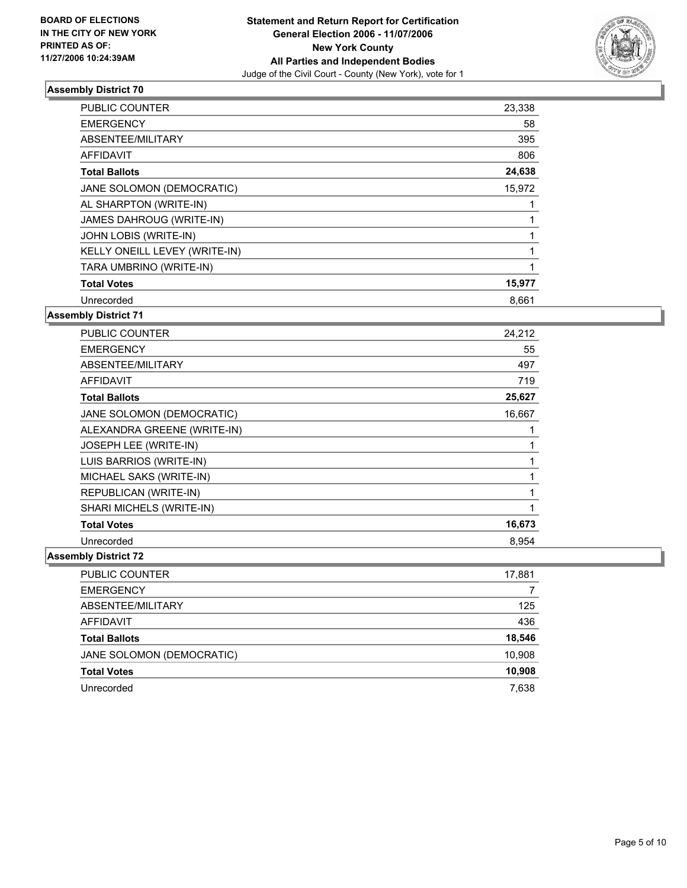**BOARD OF ELECTIONS IN THE CITY OF NEW YORK PRINTED AS OF: 11/27/2006 10:24:39AM**

**Statement and Return Report for Certification General Election 2006 - 11/07/2006 New York County All Parties and Independent Bodies**

Judge of the Civil Court - County (New York), vote for 1

### Assembly District 70

| | |
|---|---|
| PUBLIC COUNTER | 23,338 |
| EMERGENCY | 58 |
| ABSENTEE/MILITARY | 395 |
| AFFIDAVIT | 806 |
| **Total Ballots** | **24,638** |
| JANE SOLOMON (DEMOCRATIC) | 15,972 |
| AL SHARPTON (WRITE-IN) | 1 |
| JAMES DAHROUG (WRITE-IN) | 1 |
| JOHN LOBIS (WRITE-IN) | 1 |
| KELLY ONEILL LEVEY (WRITE-IN) | 1 |
| TARA UMBRINO (WRITE-IN) | 1 |
| **Total Votes** | **15,977** |
| Unrecorded | 8,661 |

### Assembly District 71

| | |
|---|---|
| PUBLIC COUNTER | 24,212 |
| EMERGENCY | 55 |
| ABSENTEE/MILITARY | 497 |
| AFFIDAVIT | 719 |
| **Total Ballots** | **25,627** |
| JANE SOLOMON (DEMOCRATIC) | 16,667 |
| ALEXANDRA GREENE (WRITE-IN) | 1 |
| JOSEPH LEE (WRITE-IN) | 1 |
| LUIS BARRIOS (WRITE-IN) | 1 |
| MICHAEL SAKS (WRITE-IN) | 1 |
| REPUBLICAN (WRITE-IN) | 1 |
| SHARI MICHELS (WRITE-IN) | 1 |
| **Total Votes** | **16,673** |
| Unrecorded | 8,954 |

### Assembly District 72

| | |
|---|---|
| PUBLIC COUNTER | 17,881 |
| EMERGENCY | 7 |
| ABSENTEE/MILITARY | 125 |
| AFFIDAVIT | 436 |
| **Total Ballots** | **18,546** |
| JANE SOLOMON (DEMOCRATIC) | 10,908 |
| **Total Votes** | **10,908** |
| Unrecorded | 7,638 |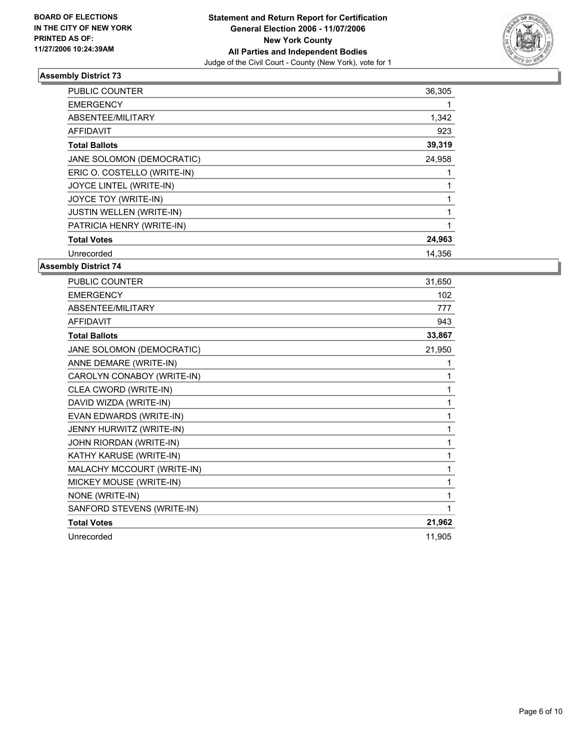**BOARD OF ELECTIONS IN THE CITY OF NEW YORK PRINTED AS OF: 11/27/2006 10:24:39AM**

# Statement and Return Report for Certification
## General Election 2006 - 11/07/2006
## New York County
## All Parties and Independent Bodies
Judge of the Civil Court - County (New York), vote for 1

### Assembly District 73

| | |
|---|---|
| PUBLIC COUNTER | 36,305 |
| EMERGENCY | 1 |
| ABSENTEE/MILITARY | 1,342 |
| AFFIDAVIT | 923 |
| **Total Ballots** | **39,319** |
| JANE SOLOMON (DEMOCRATIC) | 24,958 |
| ERIC O. COSTELLO (WRITE-IN) | 1 |
| JOYCE LINTEL (WRITE-IN) | 1 |
| JOYCE TOY (WRITE-IN) | 1 |
| JUSTIN WELLEN (WRITE-IN) | 1 |
| PATRICIA HENRY (WRITE-IN) | 1 |
| **Total Votes** | **24,963** |
| Unrecorded | 14,356 |

### Assembly District 74

| | |
|---|---|
| PUBLIC COUNTER | 31,650 |
| EMERGENCY | 102 |
| ABSENTEE/MILITARY | 777 |
| AFFIDAVIT | 943 |
| **Total Ballots** | **33,867** |
| JANE SOLOMON (DEMOCRATIC) | 21,950 |
| ANNE DEMARE (WRITE-IN) | 1 |
| CAROLYN CONABOY (WRITE-IN) | 1 |
| CLEA CWORD (WRITE-IN) | 1 |
| DAVID WIZDA (WRITE-IN) | 1 |
| EVAN EDWARDS (WRITE-IN) | 1 |
| JENNY HURWITZ (WRITE-IN) | 1 |
| JOHN RIORDAN (WRITE-IN) | 1 |
| KATHY KARUSE (WRITE-IN) | 1 |
| MALACHY MCCOURT (WRITE-IN) | 1 |
| MICKEY MOUSE (WRITE-IN) | 1 |
| NONE (WRITE-IN) | 1 |
| SANFORD STEVENS (WRITE-IN) | 1 |
| **Total Votes** | **21,962** |
| Unrecorded | 11,905 |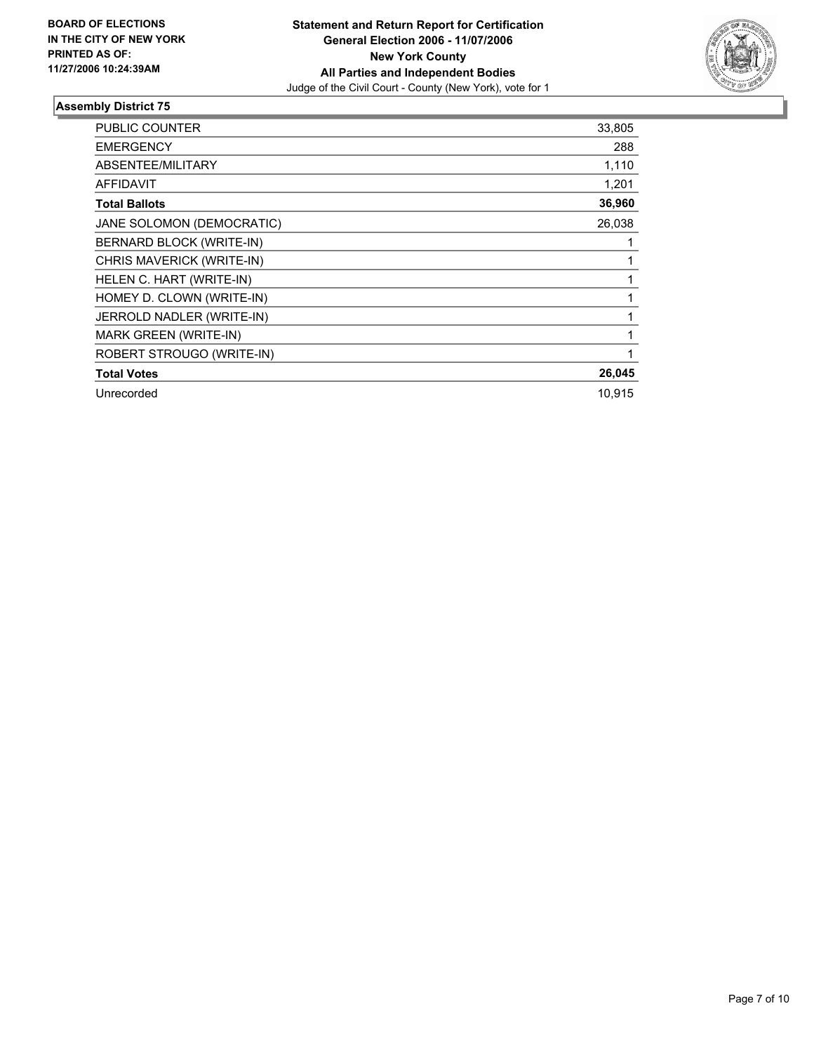**BOARD OF ELECTIONS IN THE CITY OF NEW YORK PRINTED AS OF: 11/27/2006 10:24:39AM**

**Statement and Return Report for Certification**
**General Election 2006 - 11/07/2006**
**New York County**
**All Parties and Independent Bodies**
Judge of the Civil Court - County (New York), vote for 1

## Assembly District 75

| | |
|---|---|
| PUBLIC COUNTER | 33,805 |
| EMERGENCY | 288 |
| ABSENTEE/MILITARY | 1,110 |
| AFFIDAVIT | 1,201 |
| **Total Ballots** | **36,960** |
| JANE SOLOMON (DEMOCRATIC) | 26,038 |
| BERNARD BLOCK (WRITE-IN) | 1 |
| CHRIS MAVERICK (WRITE-IN) | 1 |
| HELEN C. HART (WRITE-IN) | 1 |
| HOMEY D. CLOWN (WRITE-IN) | 1 |
| JERROLD NADLER (WRITE-IN) | 1 |
| MARK GREEN (WRITE-IN) | 1 |
| ROBERT STROUGO (WRITE-IN) | 1 |
| **Total Votes** | **26,045** |
| Unrecorded | 10,915 |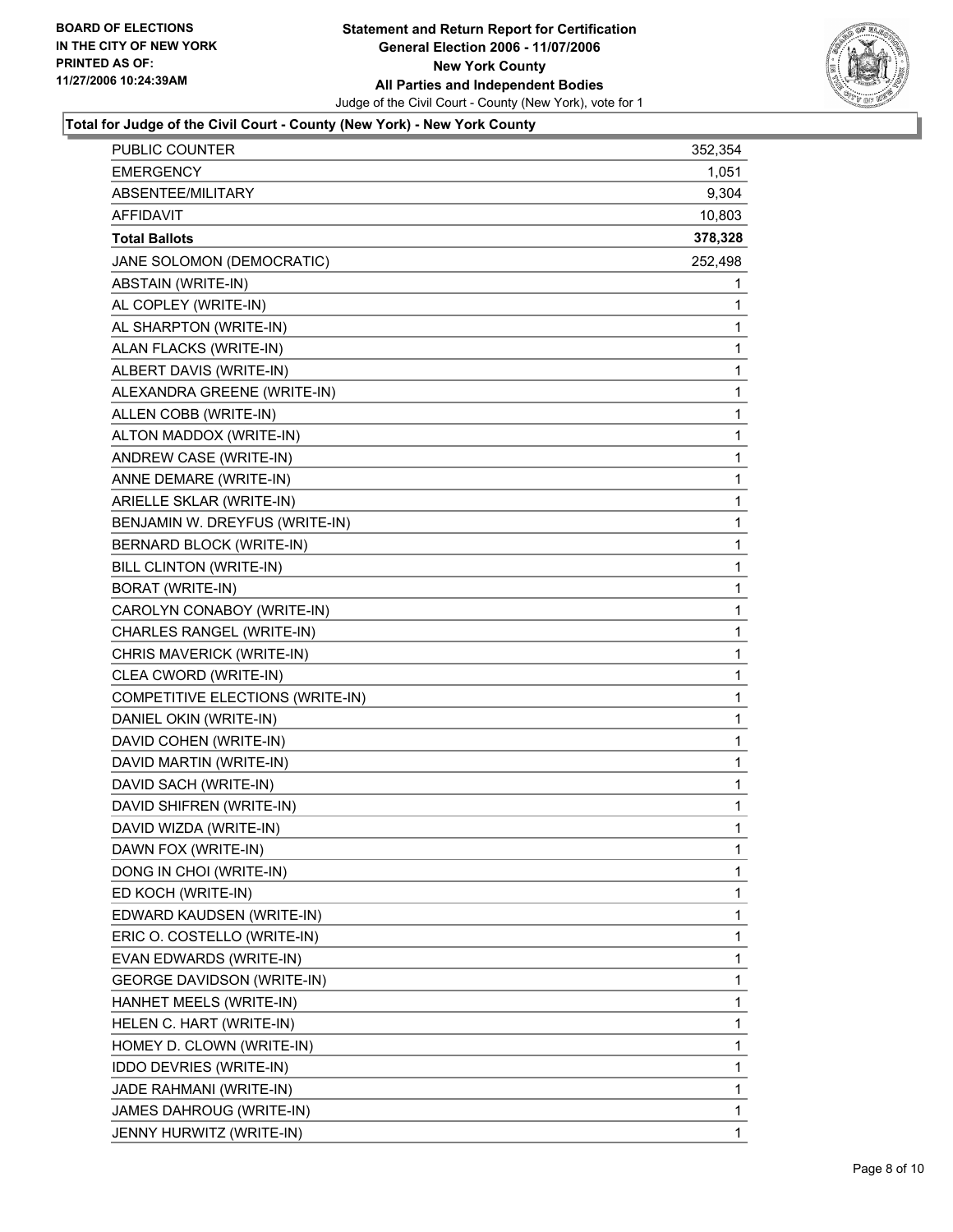**BOARD OF ELECTIONS IN THE CITY OF NEW YORK**
**PRINTED AS OF:**
**11/27/2006 10:24:39AM**

# Statement and Return Report for Certification
## General Election 2006 - 11/07/2006
## New York County
## All Parties and Independent Bodies

Judge of the Civil Court - County (New York), vote for 1

### Total for Judge of the Civil Court - County (New York) - New York County

| | |
|---|---|
| PUBLIC COUNTER | 352,354 |
| EMERGENCY | 1,051 |
| ABSENTEE/MILITARY | 9,304 |
| AFFIDAVIT | 10,803 |
| **Total Ballots** | **378,328** |
| JANE SOLOMON (DEMOCRATIC) | 252,498 |
| ABSTAIN (WRITE-IN) | 1 |
| AL COPLEY (WRITE-IN) | 1 |
| AL SHARPTON (WRITE-IN) | 1 |
| ALAN FLACKS (WRITE-IN) | 1 |
| ALBERT DAVIS (WRITE-IN) | 1 |
| ALEXANDRA GREENE (WRITE-IN) | 1 |
| ALLEN COBB (WRITE-IN) | 1 |
| ALTON MADDOX (WRITE-IN) | 1 |
| ANDREW CASE (WRITE-IN) | 1 |
| ANNE DEMARE (WRITE-IN) | 1 |
| ARIELLE SKLAR (WRITE-IN) | 1 |
| BENJAMIN W. DREYFUS (WRITE-IN) | 1 |
| BERNARD BLOCK (WRITE-IN) | 1 |
| BILL CLINTON (WRITE-IN) | 1 |
| BORAT (WRITE-IN) | 1 |
| CAROLYN CONABOY (WRITE-IN) | 1 |
| CHARLES RANGEL (WRITE-IN) | 1 |
| CHRIS MAVERICK (WRITE-IN) | 1 |
| CLEA CWORD (WRITE-IN) | 1 |
| COMPETITIVE ELECTIONS (WRITE-IN) | 1 |
| DANIEL OKIN (WRITE-IN) | 1 |
| DAVID COHEN (WRITE-IN) | 1 |
| DAVID MARTIN (WRITE-IN) | 1 |
| DAVID SACH (WRITE-IN) | 1 |
| DAVID SHIFREN (WRITE-IN) | 1 |
| DAVID WIZDA (WRITE-IN) | 1 |
| DAWN FOX (WRITE-IN) | 1 |
| DONG IN CHOI (WRITE-IN) | 1 |
| ED KOCH (WRITE-IN) | 1 |
| EDWARD KAUDSEN (WRITE-IN) | 1 |
| ERIC O. COSTELLO (WRITE-IN) | 1 |
| EVAN EDWARDS (WRITE-IN) | 1 |
| GEORGE DAVIDSON (WRITE-IN) | 1 |
| HANHET MEELS (WRITE-IN) | 1 |
| HELEN C. HART (WRITE-IN) | 1 |
| HOMEY D. CLOWN (WRITE-IN) | 1 |
| IDDO DEVRIES (WRITE-IN) | 1 |
| JADE RAHMANI (WRITE-IN) | 1 |
| JAMES DAHROUG (WRITE-IN) | 1 |
| JENNY HURWITZ (WRITE-IN) | 1 |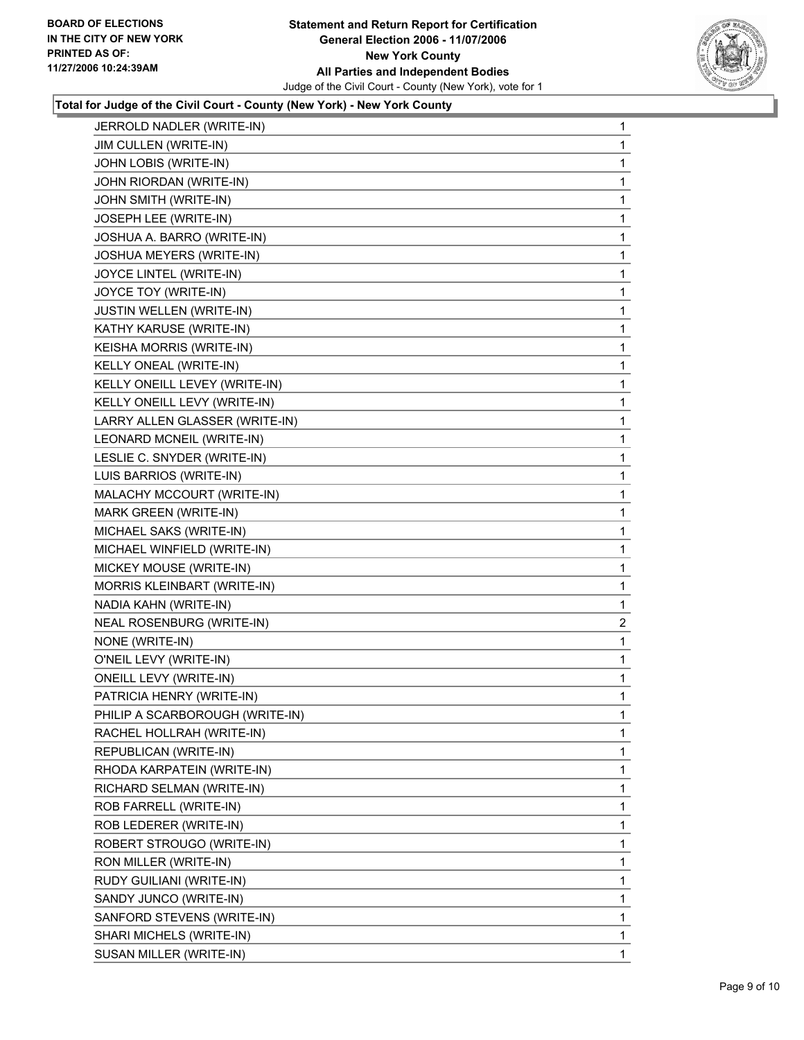**BOARD OF ELECTIONS IN THE CITY OF NEW YORK PRINTED AS OF: 11/27/2006 10:24:39AM**

**Statement and Return Report for Certification General Election 2006 - 11/07/2006 New York County All Parties and Independent Bodies**

Judge of the Civil Court - County (New York), vote for 1

### Total for Judge of the Civil Court - County (New York) - New York County

| | |
|---|---|
| JERROLD NADLER (WRITE-IN) | 1 |
| JIM CULLEN (WRITE-IN) | 1 |
| JOHN LOBIS (WRITE-IN) | 1 |
| JOHN RIORDAN (WRITE-IN) | 1 |
| JOHN SMITH (WRITE-IN) | 1 |
| JOSEPH LEE (WRITE-IN) | 1 |
| JOSHUA A. BARRO (WRITE-IN) | 1 |
| JOSHUA MEYERS (WRITE-IN) | 1 |
| JOYCE LINTEL (WRITE-IN) | 1 |
| JOYCE TOY (WRITE-IN) | 1 |
| JUSTIN WELLEN (WRITE-IN) | 1 |
| KATHY KARUSE (WRITE-IN) | 1 |
| KEISHA MORRIS (WRITE-IN) | 1 |
| KELLY ONEAL (WRITE-IN) | 1 |
| KELLY ONEILL LEVEY (WRITE-IN) | 1 |
| KELLY ONEILL LEVY (WRITE-IN) | 1 |
| LARRY ALLEN GLASSER (WRITE-IN) | 1 |
| LEONARD MCNEIL (WRITE-IN) | 1 |
| LESLIE C. SNYDER (WRITE-IN) | 1 |
| LUIS BARRIOS (WRITE-IN) | 1 |
| MALACHY MCCOURT (WRITE-IN) | 1 |
| MARK GREEN (WRITE-IN) | 1 |
| MICHAEL SAKS (WRITE-IN) | 1 |
| MICHAEL WINFIELD (WRITE-IN) | 1 |
| MICKEY MOUSE (WRITE-IN) | 1 |
| MORRIS KLEINBART (WRITE-IN) | 1 |
| NADIA KAHN (WRITE-IN) | 1 |
| NEAL ROSENBURG (WRITE-IN) | 2 |
| NONE (WRITE-IN) | 1 |
| O'NEIL LEVY (WRITE-IN) | 1 |
| ONEILL LEVY (WRITE-IN) | 1 |
| PATRICIA HENRY (WRITE-IN) | 1 |
| PHILIP A SCARBOROUGH (WRITE-IN) | 1 |
| RACHEL HOLLRAH (WRITE-IN) | 1 |
| REPUBLICAN (WRITE-IN) | 1 |
| RHODA KARPATEIN (WRITE-IN) | 1 |
| RICHARD SELMAN (WRITE-IN) | 1 |
| ROB FARRELL (WRITE-IN) | 1 |
| ROB LEDERER (WRITE-IN) | 1 |
| ROBERT STROUGO (WRITE-IN) | 1 |
| RON MILLER (WRITE-IN) | 1 |
| RUDY GUILIANI (WRITE-IN) | 1 |
| SANDY JUNCO (WRITE-IN) | 1 |
| SANFORD STEVENS (WRITE-IN) | 1 |
| SHARI MICHELS (WRITE-IN) | 1 |
| SUSAN MILLER (WRITE-IN) | 1 |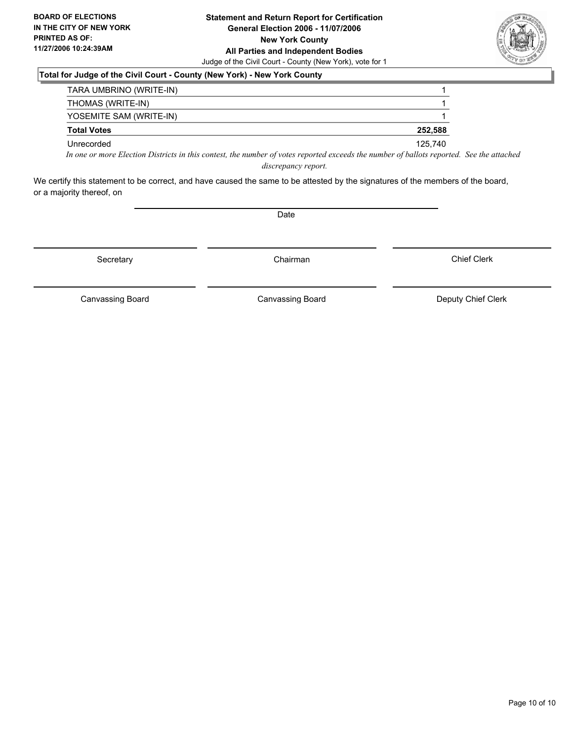**BOARD OF ELECTIONS IN THE CITY OF NEW YORK PRINTED AS OF: 11/27/2006 10:24:39AM**

**Statement and Return Report for Certification**
**General Election 2006 - 11/07/2006**
**New York County**
**All Parties and Independent Bodies**
Judge of the Civil Court - County (New York), vote for 1

**Total for Judge of the Civil Court - County (New York) - New York County**

| | |
|---|---|
| TARA UMBRINO (WRITE-IN) | 1 |
| THOMAS (WRITE-IN) | 1 |
| YOSEMITE SAM (WRITE-IN) | 1 |
| **Total Votes** | **252,588** |
| Unrecorded | 125,740 |

*In one or more Election Districts in this contest, the number of votes reported exceeds the number of ballots reported. See the attached discrepancy report.*

We certify this statement to be correct, and have caused the same to be attested by the signatures of the members of the board, or a majority thereof, on

Date

Secretary | Chairman | Chief Clerk

Canvassing Board | Canvassing Board | Deputy Chief Clerk